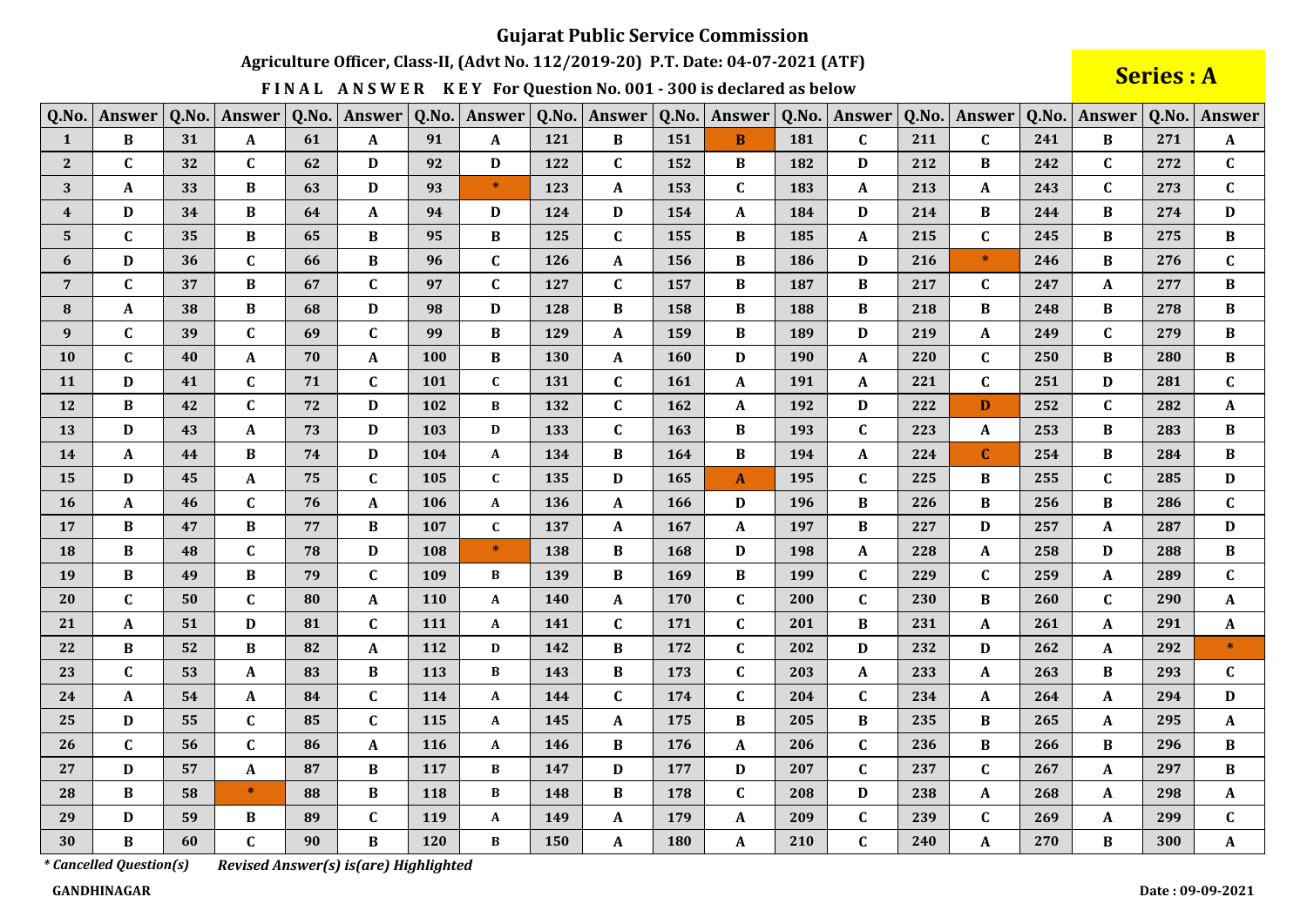# Gujarat Public Service Commission

## Agriculture Officer, Class-II, (Advt No. 112/2019-20) P.T. Date: 04-07-2021 (ATF)

### FINAL ANSWER KEY For Question No. 001 - 300 is declared as below

**Series : A**

| Q.No. | Answer | Q.No. | Answer | Q.No. | Answer | Q.No. | Answer | Q.No. | Answer | Q.No. | Answer | Q.No. | Answer | Q.No. | Answer | Q.No. | Answer | Q.No. | Answer |
|---|---|---|---|---|---|---|---|---|---|---|---|---|---|---|---|---|---|---|---|
| 1 | B | 31 | A | 61 | A | 91 | A | 121 | B | 151 | B | 181 | C | 211 | C | 241 | B | 271 | A |
| 2 | C | 32 | C | 62 | D | 92 | D | 122 | C | 152 | B | 182 | D | 212 | B | 242 | C | 272 | C |
| 3 | A | 33 | B | 63 | D | 93 | * | 123 | A | 153 | C | 183 | A | 213 | A | 243 | C | 273 | C |
| 4 | D | 34 | B | 64 | A | 94 | D | 124 | D | 154 | A | 184 | D | 214 | B | 244 | B | 274 | D |
| 5 | C | 35 | B | 65 | B | 95 | B | 125 | C | 155 | B | 185 | A | 215 | C | 245 | B | 275 | B |
| 6 | D | 36 | C | 66 | B | 96 | C | 126 | A | 156 | B | 186 | D | 216 | * | 246 | B | 276 | C |
| 7 | C | 37 | B | 67 | C | 97 | C | 127 | C | 157 | B | 187 | B | 217 | C | 247 | A | 277 | B |
| 8 | A | 38 | B | 68 | D | 98 | D | 128 | B | 158 | B | 188 | B | 218 | B | 248 | B | 278 | B |
| 9 | C | 39 | C | 69 | C | 99 | B | 129 | A | 159 | B | 189 | D | 219 | A | 249 | C | 279 | B |
| 10 | C | 40 | A | 70 | A | 100 | B | 130 | A | 160 | D | 190 | A | 220 | C | 250 | B | 280 | B |
| 11 | D | 41 | C | 71 | C | 101 | C | 131 | C | 161 | A | 191 | A | 221 | C | 251 | D | 281 | C |
| 12 | B | 42 | C | 72 | D | 102 | B | 132 | C | 162 | A | 192 | D | 222 | D | 252 | C | 282 | A |
| 13 | D | 43 | A | 73 | D | 103 | D | 133 | C | 163 | B | 193 | C | 223 | A | 253 | B | 283 | B |
| 14 | A | 44 | B | 74 | D | 104 | A | 134 | B | 164 | B | 194 | A | 224 | C | 254 | B | 284 | B |
| 15 | D | 45 | A | 75 | C | 105 | C | 135 | D | 165 | A | 195 | C | 225 | B | 255 | C | 285 | D |
| 16 | A | 46 | C | 76 | A | 106 | A | 136 | A | 166 | D | 196 | B | 226 | B | 256 | B | 286 | C |
| 17 | B | 47 | B | 77 | B | 107 | C | 137 | A | 167 | A | 197 | B | 227 | D | 257 | A | 287 | D |
| 18 | B | 48 | C | 78 | D | 108 | * | 138 | B | 168 | D | 198 | A | 228 | A | 258 | D | 288 | B |
| 19 | B | 49 | B | 79 | C | 109 | B | 139 | B | 169 | B | 199 | C | 229 | C | 259 | A | 289 | C |
| 20 | C | 50 | C | 80 | A | 110 | A | 140 | A | 170 | C | 200 | C | 230 | B | 260 | C | 290 | A |
| 21 | A | 51 | D | 81 | C | 111 | A | 141 | C | 171 | C | 201 | B | 231 | A | 261 | A | 291 | A |
| 22 | B | 52 | B | 82 | A | 112 | D | 142 | B | 172 | C | 202 | D | 232 | D | 262 | A | 292 | * |
| 23 | C | 53 | A | 83 | B | 113 | B | 143 | B | 173 | C | 203 | A | 233 | A | 263 | B | 293 | C |
| 24 | A | 54 | A | 84 | C | 114 | A | 144 | C | 174 | C | 204 | C | 234 | A | 264 | A | 294 | D |
| 25 | D | 55 | C | 85 | C | 115 | A | 145 | A | 175 | B | 205 | B | 235 | B | 265 | A | 295 | A |
| 26 | C | 56 | C | 86 | A | 116 | A | 146 | B | 176 | A | 206 | C | 236 | B | 266 | B | 296 | B |
| 27 | D | 57 | A | 87 | B | 117 | B | 147 | D | 177 | D | 207 | C | 237 | C | 267 | A | 297 | B |
| 28 | B | 58 | * | 88 | B | 118 | B | 148 | B | 178 | C | 208 | D | 238 | A | 268 | A | 298 | A |
| 29 | D | 59 | B | 89 | C | 119 | A | 149 | A | 179 | A | 209 | C | 239 | C | 269 | A | 299 | C |
| 30 | B | 60 | C | 90 | B | 120 | B | 150 | A | 180 | A | 210 | C | 240 | A | 270 | B | 300 | A |

*\* Cancelled Question(s)*    *Revised Answer(s) is(are) Highlighted*

**GANDHINAGAR**

**Date : 09-09-2021**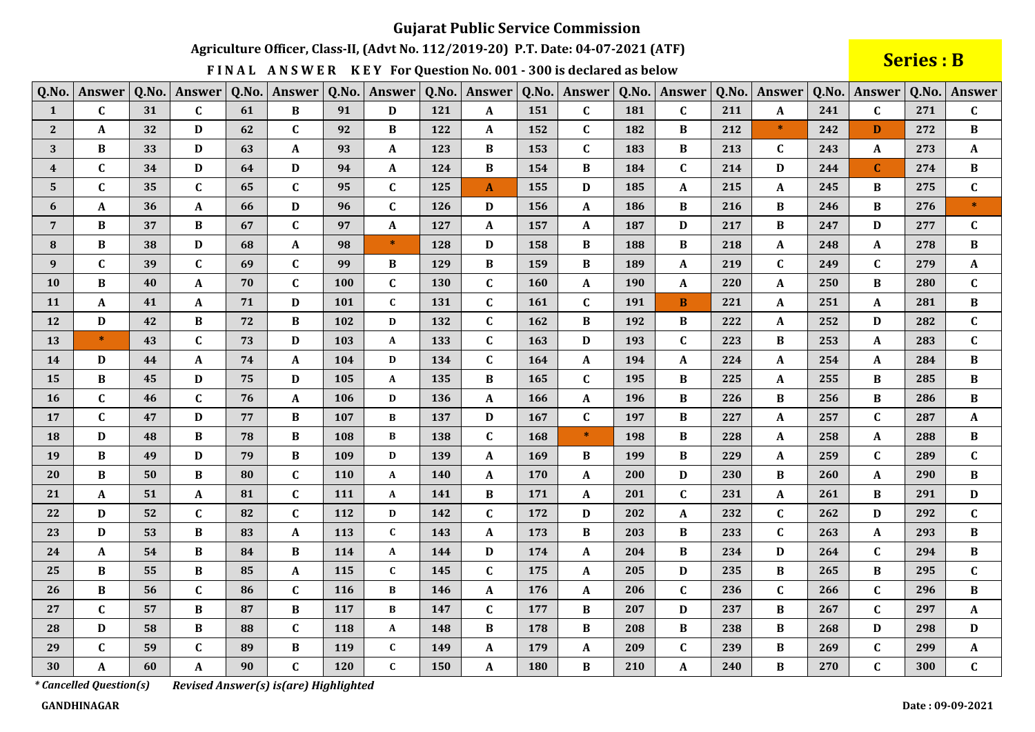# Gujarat Public Service Commission

## Agriculture Officer, Class-II, (Advt No. 112/2019-20) P.T. Date: 04-07-2021 (ATF)

**FINAL ANSWER KEY For Question No. 001 - 300 is declared as below**

**Series : B**

| Q.No. | Answer | Q.No. | Answer | Q.No. | Answer | Q.No. | Answer | Q.No. | Answer | Q.No. | Answer | Q.No. | Answer | Q.No. | Answer | Q.No. | Answer | Q.No. | Answer |
|---|---|---|---|---|---|---|---|---|---|---|---|---|---|---|---|---|---|---|---|
| 1 | C | 31 | C | 61 | B | 91 | D | 121 | A | 151 | C | 181 | C | 211 | A | 241 | C | 271 | C |
| 2 | A | 32 | D | 62 | C | 92 | B | 122 | A | 152 | C | 182 | B | 212 | * | 242 | D | 272 | B |
| 3 | B | 33 | D | 63 | A | 93 | A | 123 | B | 153 | C | 183 | B | 213 | C | 243 | A | 273 | A |
| 4 | C | 34 | D | 64 | D | 94 | A | 124 | B | 154 | B | 184 | C | 214 | D | 244 | C | 274 | B |
| 5 | C | 35 | C | 65 | C | 95 | C | 125 | A | 155 | D | 185 | A | 215 | A | 245 | B | 275 | C |
| 6 | A | 36 | A | 66 | D | 96 | C | 126 | D | 156 | A | 186 | B | 216 | B | 246 | B | 276 | * |
| 7 | B | 37 | B | 67 | C | 97 | A | 127 | A | 157 | A | 187 | D | 217 | B | 247 | D | 277 | C |
| 8 | B | 38 | D | 68 | A | 98 | * | 128 | D | 158 | B | 188 | B | 218 | A | 248 | A | 278 | B |
| 9 | C | 39 | C | 69 | C | 99 | B | 129 | B | 159 | B | 189 | A | 219 | C | 249 | C | 279 | A |
| 10 | B | 40 | A | 70 | C | 100 | C | 130 | C | 160 | A | 190 | A | 220 | A | 250 | B | 280 | C |
| 11 | A | 41 | A | 71 | D | 101 | C | 131 | C | 161 | C | 191 | B | 221 | A | 251 | A | 281 | B |
| 12 | D | 42 | B | 72 | B | 102 | D | 132 | C | 162 | B | 192 | B | 222 | A | 252 | D | 282 | C |
| 13 | * | 43 | C | 73 | D | 103 | A | 133 | C | 163 | D | 193 | C | 223 | B | 253 | A | 283 | C |
| 14 | D | 44 | A | 74 | A | 104 | D | 134 | C | 164 | A | 194 | A | 224 | A | 254 | A | 284 | B |
| 15 | B | 45 | D | 75 | D | 105 | A | 135 | B | 165 | C | 195 | B | 225 | A | 255 | B | 285 | B |
| 16 | C | 46 | C | 76 | A | 106 | D | 136 | A | 166 | A | 196 | B | 226 | B | 256 | B | 286 | B |
| 17 | C | 47 | D | 77 | B | 107 | B | 137 | D | 167 | C | 197 | B | 227 | A | 257 | C | 287 | A |
| 18 | D | 48 | B | 78 | B | 108 | B | 138 | C | 168 | * | 198 | B | 228 | A | 258 | A | 288 | B |
| 19 | B | 49 | D | 79 | B | 109 | D | 139 | A | 169 | B | 199 | B | 229 | A | 259 | C | 289 | C |
| 20 | B | 50 | B | 80 | C | 110 | A | 140 | A | 170 | A | 200 | D | 230 | B | 260 | A | 290 | B |
| 21 | A | 51 | A | 81 | C | 111 | A | 141 | B | 171 | A | 201 | C | 231 | A | 261 | B | 291 | D |
| 22 | D | 52 | C | 82 | C | 112 | D | 142 | C | 172 | D | 202 | A | 232 | C | 262 | D | 292 | C |
| 23 | D | 53 | B | 83 | A | 113 | C | 143 | A | 173 | B | 203 | B | 233 | C | 263 | A | 293 | B |
| 24 | A | 54 | B | 84 | B | 114 | A | 144 | D | 174 | A | 204 | B | 234 | D | 264 | C | 294 | B |
| 25 | B | 55 | B | 85 | A | 115 | C | 145 | C | 175 | A | 205 | D | 235 | B | 265 | B | 295 | C |
| 26 | B | 56 | C | 86 | C | 116 | B | 146 | A | 176 | A | 206 | C | 236 | C | 266 | C | 296 | B |
| 27 | C | 57 | B | 87 | B | 117 | B | 147 | C | 177 | B | 207 | D | 237 | B | 267 | C | 297 | A |
| 28 | D | 58 | B | 88 | C | 118 | A | 148 | B | 178 | B | 208 | B | 238 | B | 268 | D | 298 | D |
| 29 | C | 59 | C | 89 | B | 119 | C | 149 | A | 179 | A | 209 | C | 239 | B | 269 | C | 299 | A |
| 30 | A | 60 | A | 90 | C | 120 | C | 150 | A | 180 | B | 210 | A | 240 | B | 270 | C | 300 | C |

*\* Cancelled Question(s)*    *Revised Answer(s) is(are) Highlighted*

**GANDHINAGAR**    **Date : 09-09-2021**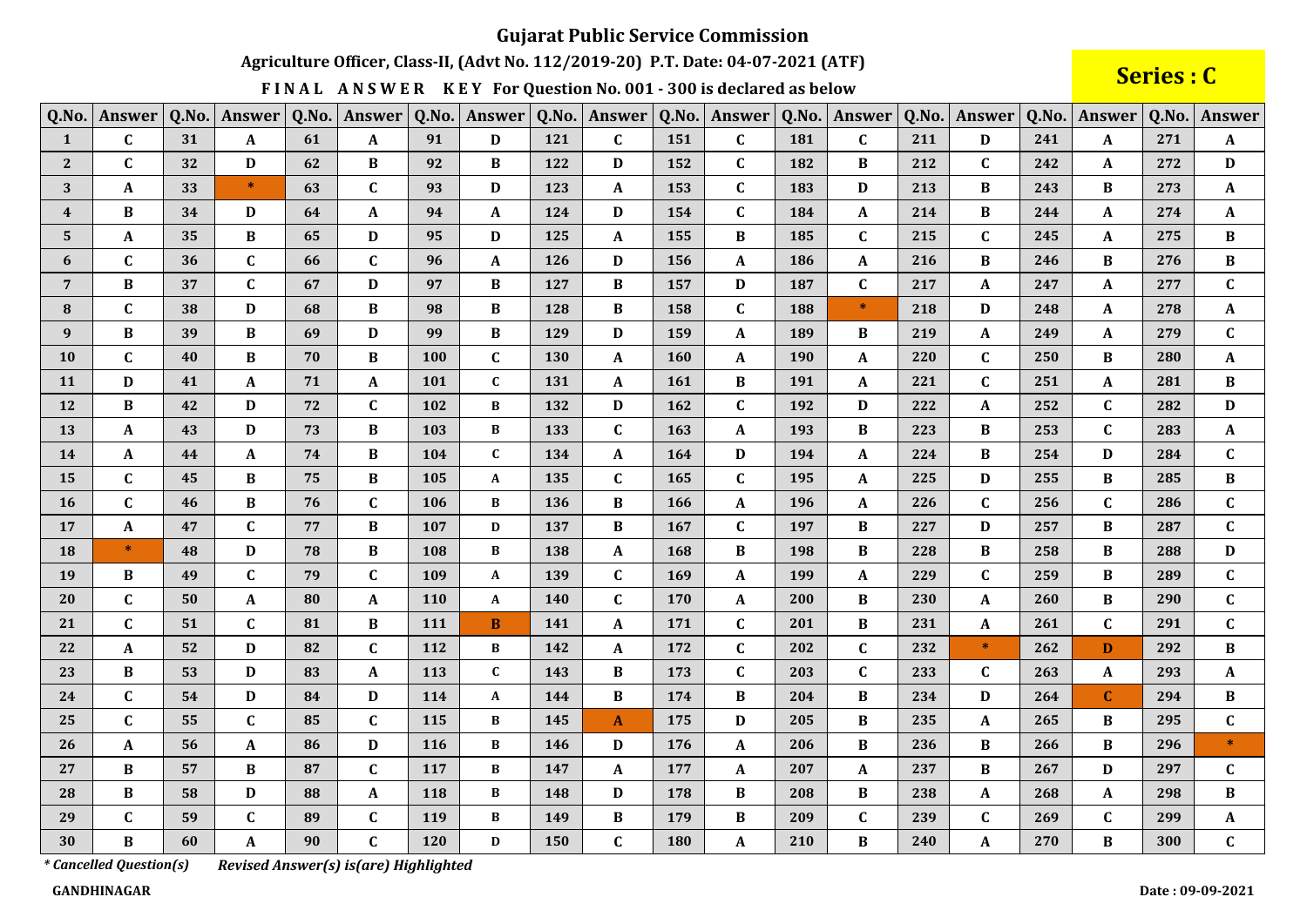# Gujarat Public Service Commission

## Agriculture Officer, Class-II, (Advt No. 112/2019-20) P.T. Date: 04-07-2021 (ATF)

**FINAL ANSWER KEY For Question No. 001 - 300 is declared as below**

**Series : C**

| Q.No. | Answer | Q.No. | Answer | Q.No. | Answer | Q.No. | Answer | Q.No. | Answer | Q.No. | Answer | Q.No. | Answer | Q.No. | Answer | Q.No. | Answer | Q.No. | Answer |
|---|---|---|---|---|---|---|---|---|---|---|---|---|---|---|---|---|---|---|---|
| 1 | C | 31 | A | 61 | A | 91 | D | 121 | C | 151 | C | 181 | C | 211 | D | 241 | A | 271 | A |
| 2 | C | 32 | D | 62 | B | 92 | B | 122 | D | 152 | C | 182 | B | 212 | C | 242 | A | 272 | D |
| 3 | A | 33 | * | 63 | C | 93 | D | 123 | A | 153 | C | 183 | D | 213 | B | 243 | B | 273 | A |
| 4 | B | 34 | D | 64 | A | 94 | A | 124 | D | 154 | C | 184 | A | 214 | B | 244 | A | 274 | A |
| 5 | A | 35 | B | 65 | D | 95 | D | 125 | A | 155 | B | 185 | C | 215 | C | 245 | A | 275 | B |
| 6 | C | 36 | C | 66 | C | 96 | A | 126 | D | 156 | A | 186 | A | 216 | B | 246 | B | 276 | B |
| 7 | B | 37 | C | 67 | D | 97 | B | 127 | B | 157 | D | 187 | C | 217 | A | 247 | A | 277 | C |
| 8 | C | 38 | D | 68 | B | 98 | B | 128 | B | 158 | C | 188 | * | 218 | D | 248 | A | 278 | A |
| 9 | B | 39 | B | 69 | D | 99 | B | 129 | D | 159 | A | 189 | B | 219 | A | 249 | A | 279 | C |
| 10 | C | 40 | B | 70 | B | 100 | C | 130 | A | 160 | A | 190 | A | 220 | C | 250 | B | 280 | A |
| 11 | D | 41 | A | 71 | A | 101 | C | 131 | A | 161 | B | 191 | A | 221 | C | 251 | A | 281 | B |
| 12 | B | 42 | D | 72 | C | 102 | B | 132 | D | 162 | C | 192 | D | 222 | A | 252 | C | 282 | D |
| 13 | A | 43 | D | 73 | B | 103 | B | 133 | C | 163 | A | 193 | B | 223 | B | 253 | C | 283 | A |
| 14 | A | 44 | A | 74 | B | 104 | C | 134 | A | 164 | D | 194 | A | 224 | B | 254 | D | 284 | C |
| 15 | C | 45 | B | 75 | B | 105 | A | 135 | C | 165 | C | 195 | A | 225 | D | 255 | B | 285 | B |
| 16 | C | 46 | B | 76 | C | 106 | B | 136 | B | 166 | A | 196 | A | 226 | C | 256 | C | 286 | C |
| 17 | A | 47 | C | 77 | B | 107 | D | 137 | B | 167 | C | 197 | B | 227 | D | 257 | B | 287 | C |
| 18 | * | 48 | D | 78 | B | 108 | B | 138 | A | 168 | B | 198 | B | 228 | B | 258 | B | 288 | D |
| 19 | B | 49 | C | 79 | C | 109 | A | 139 | C | 169 | A | 199 | A | 229 | C | 259 | B | 289 | C |
| 20 | C | 50 | A | 80 | A | 110 | A | 140 | C | 170 | A | 200 | B | 230 | A | 260 | B | 290 | C |
| 21 | C | 51 | C | 81 | B | 111 | B | 141 | A | 171 | C | 201 | B | 231 | A | 261 | C | 291 | C |
| 22 | A | 52 | D | 82 | C | 112 | B | 142 | A | 172 | C | 202 | C | 232 | * | 262 | D | 292 | B |
| 23 | B | 53 | D | 83 | A | 113 | C | 143 | B | 173 | C | 203 | C | 233 | C | 263 | A | 293 | A |
| 24 | C | 54 | D | 84 | D | 114 | A | 144 | B | 174 | B | 204 | B | 234 | D | 264 | C | 294 | B |
| 25 | C | 55 | C | 85 | C | 115 | B | 145 | A | 175 | D | 205 | B | 235 | A | 265 | B | 295 | C |
| 26 | A | 56 | A | 86 | D | 116 | B | 146 | D | 176 | A | 206 | B | 236 | B | 266 | B | 296 | * |
| 27 | B | 57 | B | 87 | C | 117 | B | 147 | A | 177 | A | 207 | A | 237 | B | 267 | D | 297 | C |
| 28 | B | 58 | D | 88 | A | 118 | B | 148 | D | 178 | B | 208 | B | 238 | A | 268 | A | 298 | B |
| 29 | C | 59 | C | 89 | C | 119 | B | 149 | B | 179 | B | 209 | C | 239 | C | 269 | C | 299 | A |
| 30 | B | 60 | A | 90 | C | 120 | D | 150 | C | 180 | A | 210 | B | 240 | A | 270 | B | 300 | C |

*\* Cancelled Question(s)* *Revised Answer(s) is(are) Highlighted*

**GANDHINAGAR**

**Date : 09-09-2021**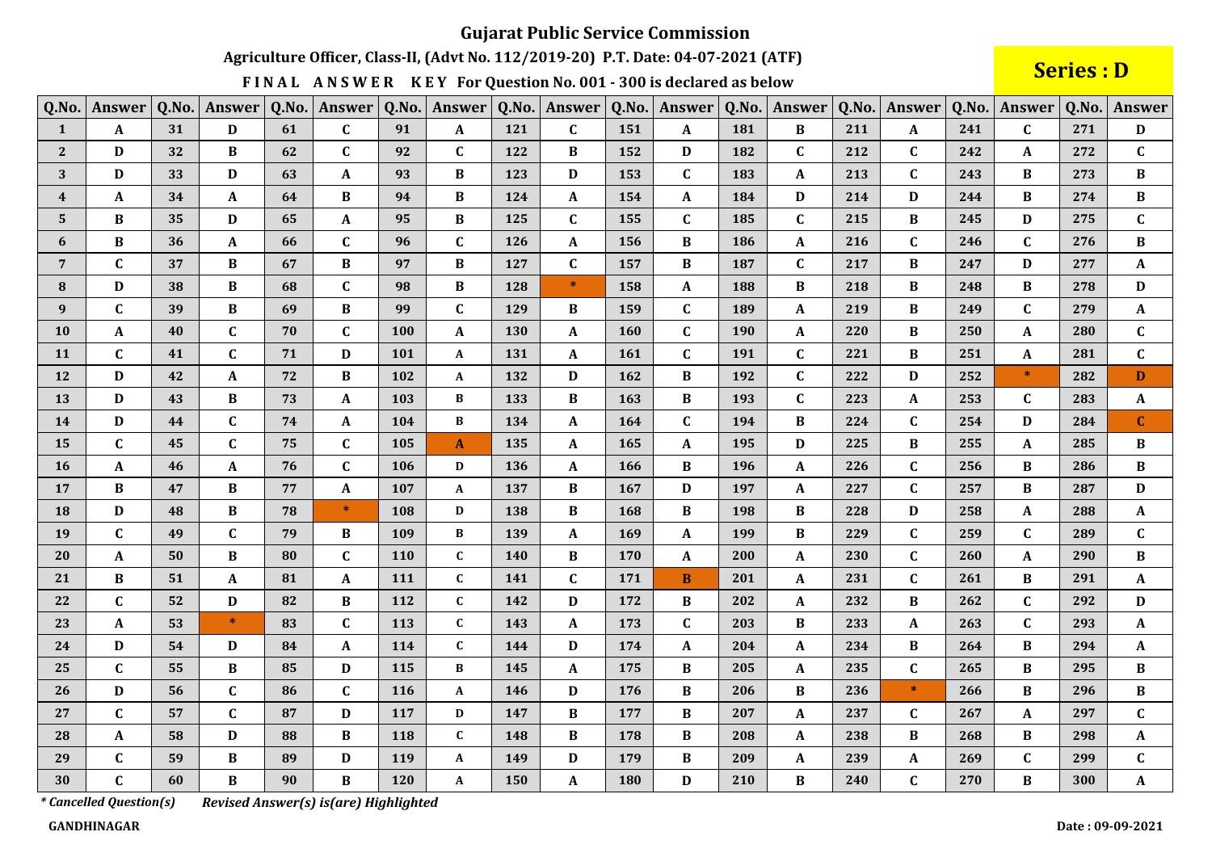# Gujarat Public Service Commission

## Agriculture Officer, Class-II, (Advt No. 112/2019-20) P.T. Date: 04-07-2021 (ATF)

### FINAL ANSWER KEY For Question No. 001 - 300 is declared as below

**Series : D**

| Q.No. | Answer | Q.No. | Answer | Q.No. | Answer | Q.No. | Answer | Q.No. | Answer | Q.No. | Answer | Q.No. | Answer | Q.No. | Answer | Q.No. | Answer | Q.No. | Answer |
|---|---|---|---|---|---|---|---|---|---|---|---|---|---|---|---|---|---|---|---|
| 1 | A | 31 | D | 61 | C | 91 | A | 121 | C | 151 | A | 181 | B | 211 | A | 241 | C | 271 | D |
| 2 | D | 32 | B | 62 | C | 92 | C | 122 | B | 152 | D | 182 | C | 212 | C | 242 | A | 272 | C |
| 3 | D | 33 | D | 63 | A | 93 | B | 123 | D | 153 | C | 183 | A | 213 | C | 243 | B | 273 | B |
| 4 | A | 34 | A | 64 | B | 94 | B | 124 | A | 154 | A | 184 | D | 214 | D | 244 | B | 274 | B |
| 5 | B | 35 | D | 65 | A | 95 | B | 125 | C | 155 | C | 185 | C | 215 | B | 245 | D | 275 | C |
| 6 | B | 36 | A | 66 | C | 96 | C | 126 | A | 156 | B | 186 | A | 216 | C | 246 | C | 276 | B |
| 7 | C | 37 | B | 67 | B | 97 | B | 127 | C | 157 | B | 187 | C | 217 | B | 247 | D | 277 | A |
| 8 | D | 38 | B | 68 | C | 98 | B | 128 | * | 158 | A | 188 | B | 218 | B | 248 | B | 278 | D |
| 9 | C | 39 | B | 69 | B | 99 | C | 129 | B | 159 | C | 189 | A | 219 | B | 249 | C | 279 | A |
| 10 | A | 40 | C | 70 | C | 100 | A | 130 | A | 160 | C | 190 | A | 220 | B | 250 | A | 280 | C |
| 11 | C | 41 | C | 71 | D | 101 | A | 131 | A | 161 | C | 191 | C | 221 | B | 251 | A | 281 | C |
| 12 | D | 42 | A | 72 | B | 102 | A | 132 | D | 162 | B | 192 | C | 222 | D | 252 | * | 282 | D |
| 13 | D | 43 | B | 73 | A | 103 | B | 133 | B | 163 | B | 193 | C | 223 | A | 253 | C | 283 | A |
| 14 | D | 44 | C | 74 | A | 104 | B | 134 | A | 164 | C | 194 | B | 224 | C | 254 | D | 284 | C |
| 15 | C | 45 | C | 75 | C | 105 | A | 135 | A | 165 | A | 195 | D | 225 | B | 255 | A | 285 | B |
| 16 | A | 46 | A | 76 | C | 106 | D | 136 | A | 166 | B | 196 | A | 226 | C | 256 | B | 286 | B |
| 17 | B | 47 | B | 77 | A | 107 | A | 137 | B | 167 | D | 197 | A | 227 | C | 257 | B | 287 | D |
| 18 | D | 48 | B | 78 | * | 108 | D | 138 | B | 168 | B | 198 | B | 228 | D | 258 | A | 288 | A |
| 19 | C | 49 | C | 79 | B | 109 | B | 139 | A | 169 | A | 199 | B | 229 | C | 259 | C | 289 | C |
| 20 | A | 50 | B | 80 | C | 110 | C | 140 | B | 170 | A | 200 | A | 230 | C | 260 | A | 290 | B |
| 21 | B | 51 | A | 81 | A | 111 | C | 141 | C | 171 | B | 201 | A | 231 | C | 261 | B | 291 | A |
| 22 | C | 52 | D | 82 | B | 112 | C | 142 | D | 172 | B | 202 | A | 232 | B | 262 | C | 292 | D |
| 23 | A | 53 | * | 83 | C | 113 | C | 143 | A | 173 | C | 203 | B | 233 | A | 263 | C | 293 | A |
| 24 | D | 54 | D | 84 | A | 114 | C | 144 | D | 174 | A | 204 | A | 234 | B | 264 | B | 294 | A |
| 25 | C | 55 | B | 85 | D | 115 | B | 145 | A | 175 | B | 205 | A | 235 | C | 265 | B | 295 | B |
| 26 | D | 56 | C | 86 | C | 116 | A | 146 | D | 176 | B | 206 | B | 236 | * | 266 | B | 296 | B |
| 27 | C | 57 | C | 87 | D | 117 | D | 147 | B | 177 | B | 207 | A | 237 | C | 267 | A | 297 | C |
| 28 | A | 58 | D | 88 | B | 118 | C | 148 | B | 178 | B | 208 | A | 238 | B | 268 | B | 298 | A |
| 29 | C | 59 | B | 89 | D | 119 | A | 149 | D | 179 | B | 209 | A | 239 | A | 269 | C | 299 | C |
| 30 | C | 60 | B | 90 | B | 120 | A | 150 | A | 180 | D | 210 | B | 240 | C | 270 | B | 300 | A |

*\* Cancelled Question(s)* *Revised Answer(s) is(are) Highlighted*

**GANDHINAGAR**

**Date : 09-09-2021**